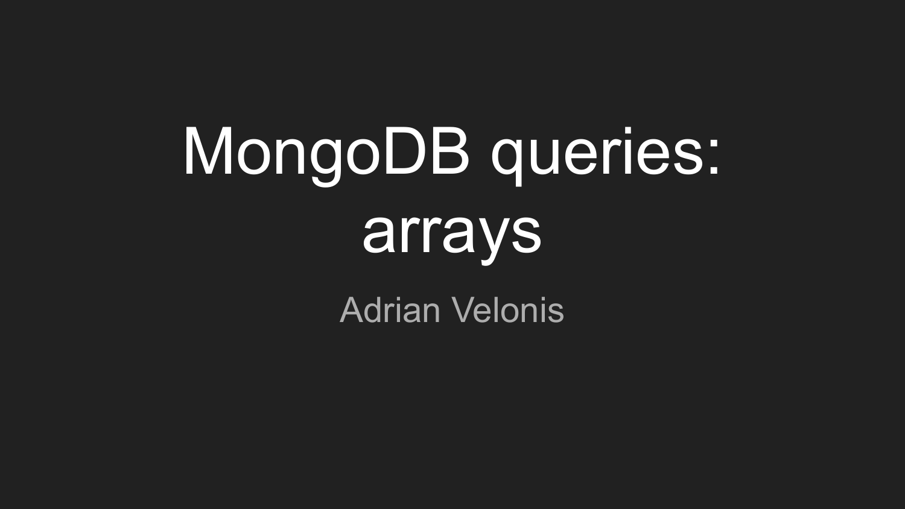# MongoDB queries: arrays

Adrian Velonis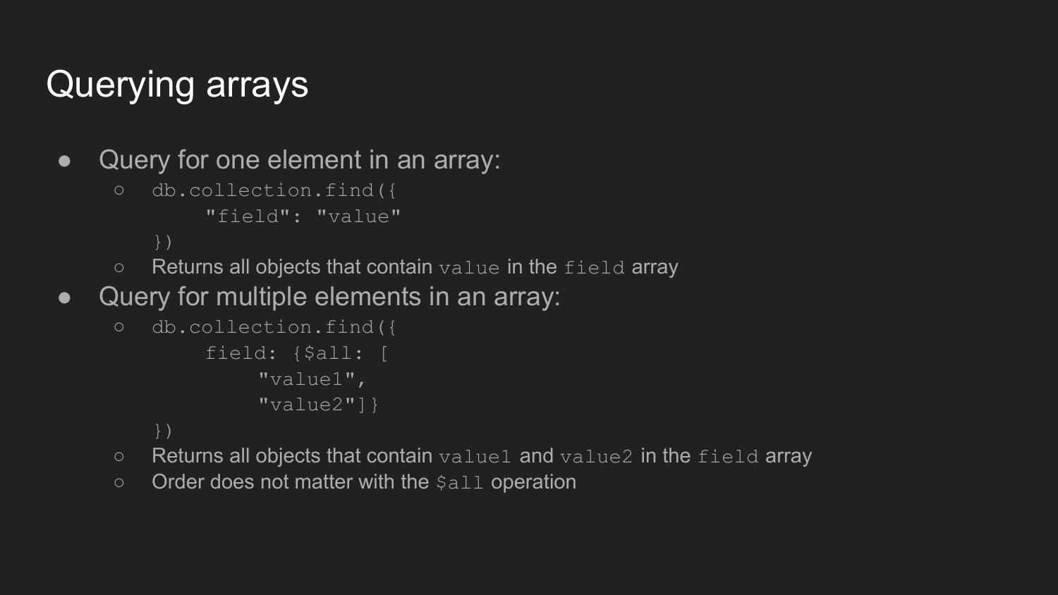# Querying arrays

- Query for one element in an array:
  - ```
    db.collection.find({
        "field": "value"
    })
    ```
  - Returns all objects that contain `value` in the `field` array
- Query for multiple elements in an array:
  - ```
    db.collection.find({
        field: {$all: [
            "value1",
            "value2"]}
    })
    ```
  - Returns all objects that contain `value1` and `value2` in the `field` array
  - Order does not matter with the `$all` operation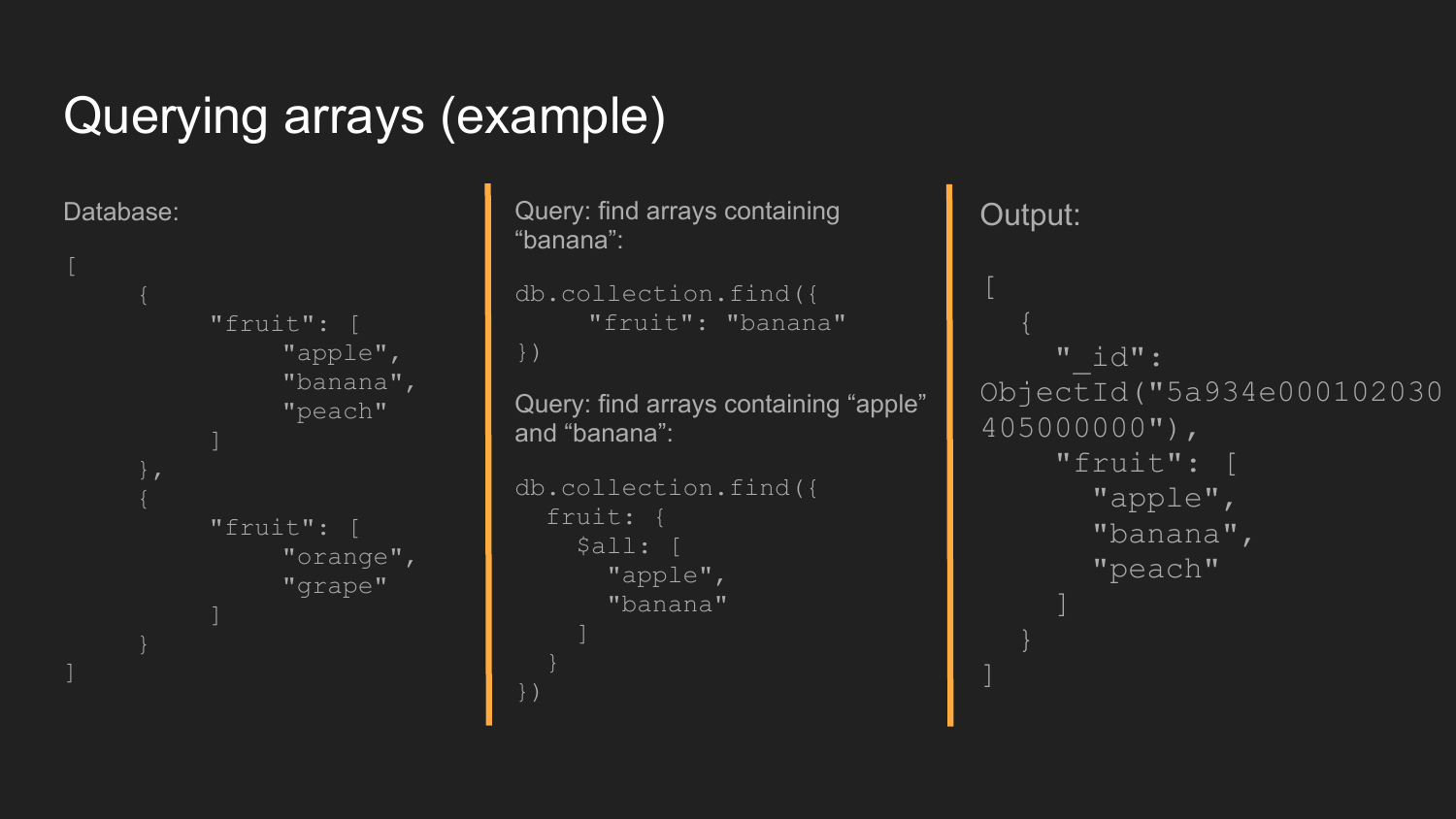# Querying arrays (example)

Database:

```
[
    {
        "fruit": [
            "apple",
            "banana",
            "peach"
        ]
    },
    {
        "fruit": [
            "orange",
            "grape"
        ]
    }
]
```

Query: find arrays containing “banana”:

```
db.collection.find({
    "fruit": "banana"
})
```

Query: find arrays containing “apple” and “banana”:

```
db.collection.find({
  fruit: {
    $all: [
      "apple",
      "banana"
    ]
  }
})
```

Output:

```
[
  {
    "_id": ObjectId("5a934e000102030405000000"),
    "fruit": [
      "apple",
      "banana",
      "peach"
    ]
  }
]
```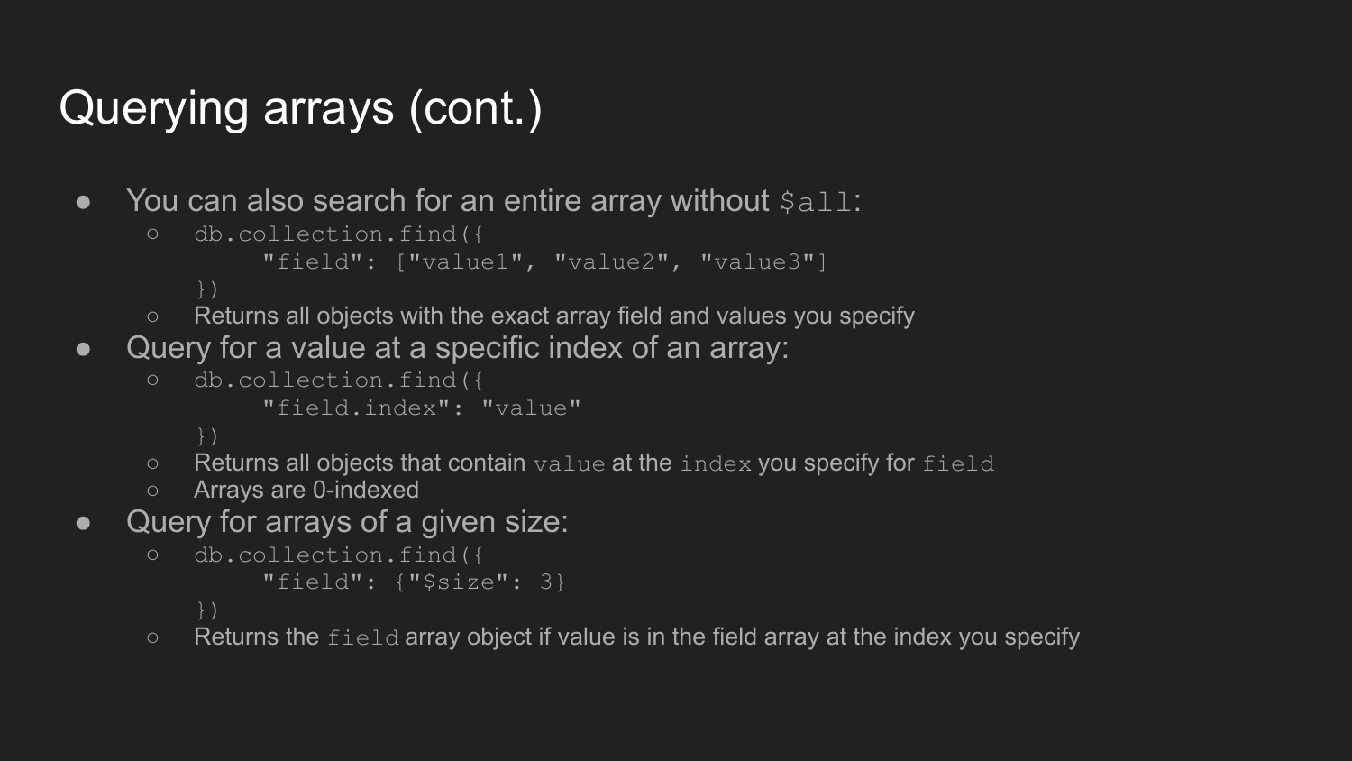# Querying arrays (cont.)

- You can also search for an entire array without `$all`:
  - ```
    db.collection.find({
        "field": ["value1", "value2", "value3"]
    })
    ```
  - Returns all objects with the exact array field and values you specify
- Query for a value at a specific index of an array:
  - ```
    db.collection.find({
        "field.index": "value"
    })
    ```
  - Returns all objects that contain `value` at the `index` you specify for `field`
  - Arrays are 0-indexed
- Query for arrays of a given size:
  - ```
    db.collection.find({
        "field": {"$size": 3}
    })
    ```
  - Returns the `field` array object if value is in the field array at the index you specify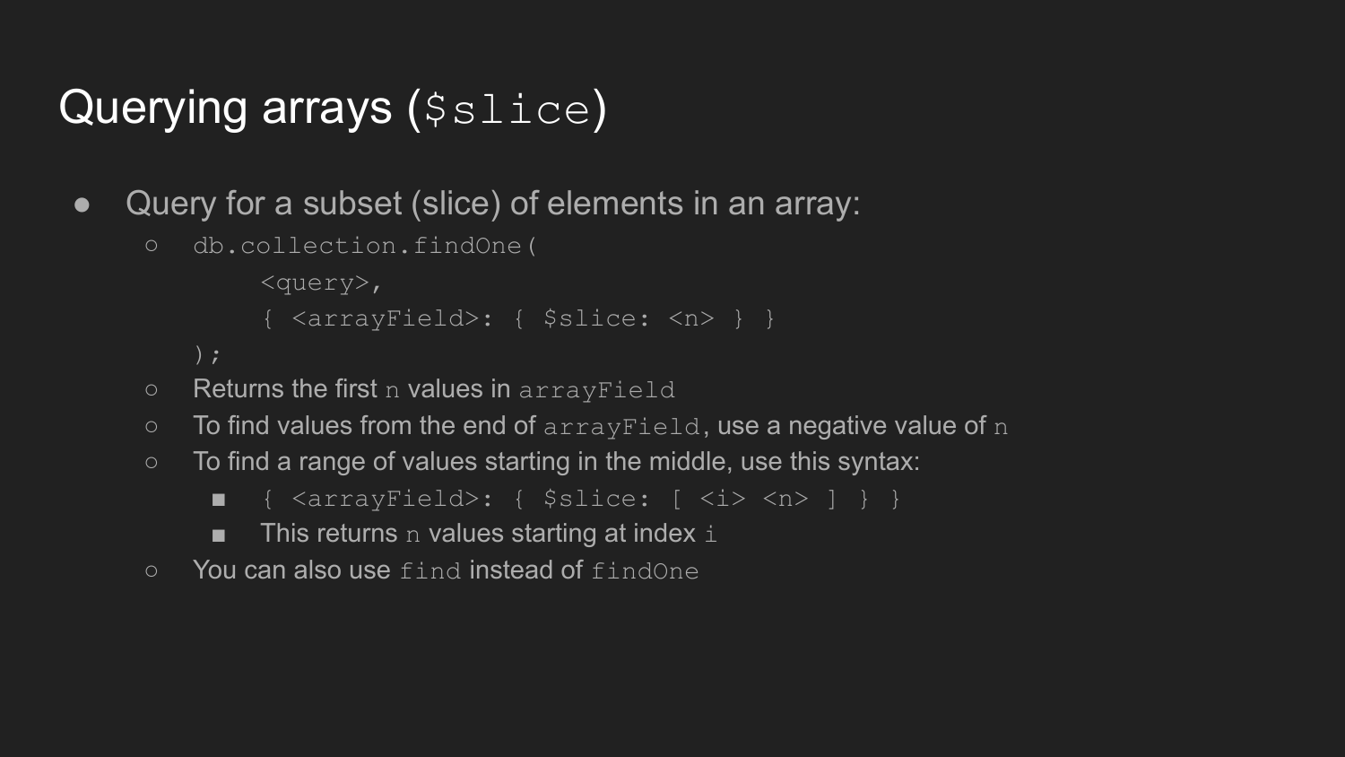# Querying arrays (`$slice`)

- Query for a subset (slice) of elements in an array:
  - ```
    db.collection.findOne(
        <query>,
        { <arrayField>: { $slice: <n> } }
    );
    ```
  - Returns the first `n` values in `arrayField`
  - To find values from the end of `arrayField`, use a negative value of `n`
  - To find a range of values starting in the middle, use this syntax:
    - `{ <arrayField>: { $slice: [ <i> <n> ] } }`
    - This returns `n` values starting at index `i`
  - You can also use `find` instead of `findOne`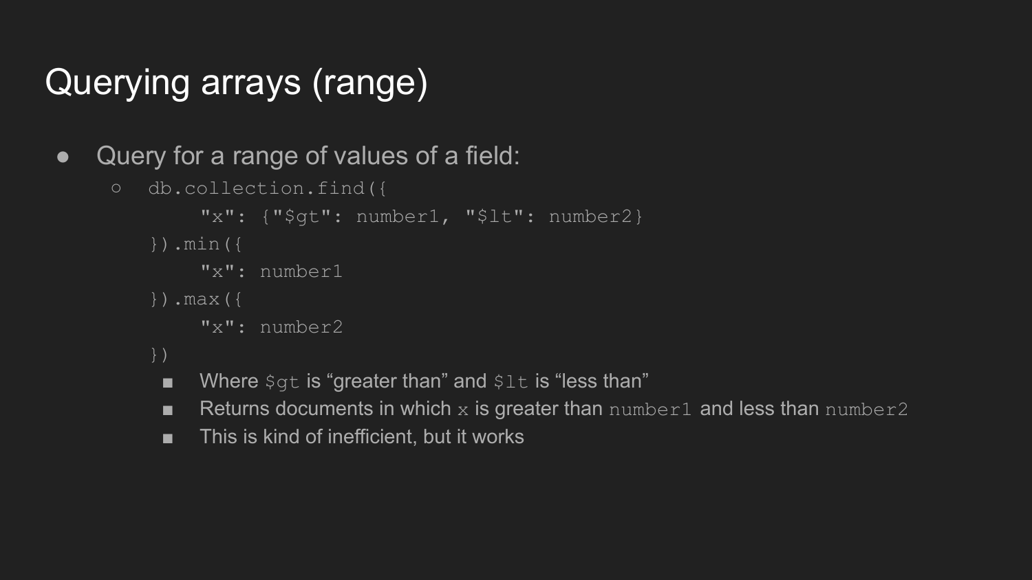# Querying arrays (range)

- Query for a range of values of a field:
  - ```
    db.collection.find({
        "x": {"$gt": number1, "$lt": number2}
    }).min({
        "x": number1
    }).max({
        "x": number2
    })
    ```
    - Where `$gt` is "greater than" and `$lt` is "less than"
    - Returns documents in which `x` is greater than `number1` and less than `number2`
    - This is kind of inefficient, but it works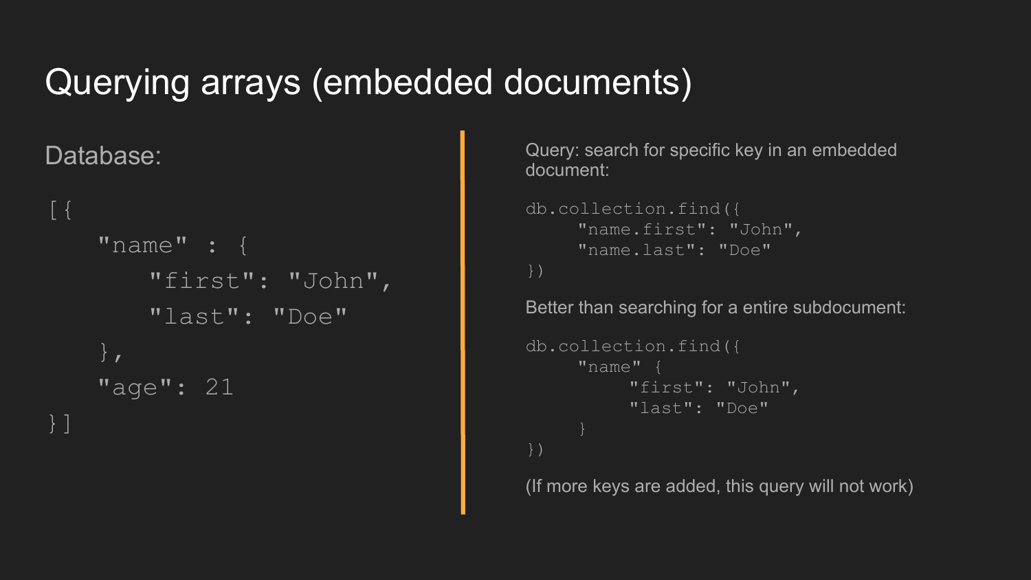# Querying arrays (embedded documents)

Database:

```
[{
   "name" : {
      "first": "John",
      "last": "Doe"
   },
   "age": 21
}]
```

Query: search for specific key in an embedded document:

```
db.collection.find({
     "name.first": "John",
     "name.last": "Doe"
})
```

Better than searching for a entire subdocument:

```
db.collection.find({
     "name" {
          "first": "John",
          "last": "Doe"
     }
})
```

(If more keys are added, this query will not work)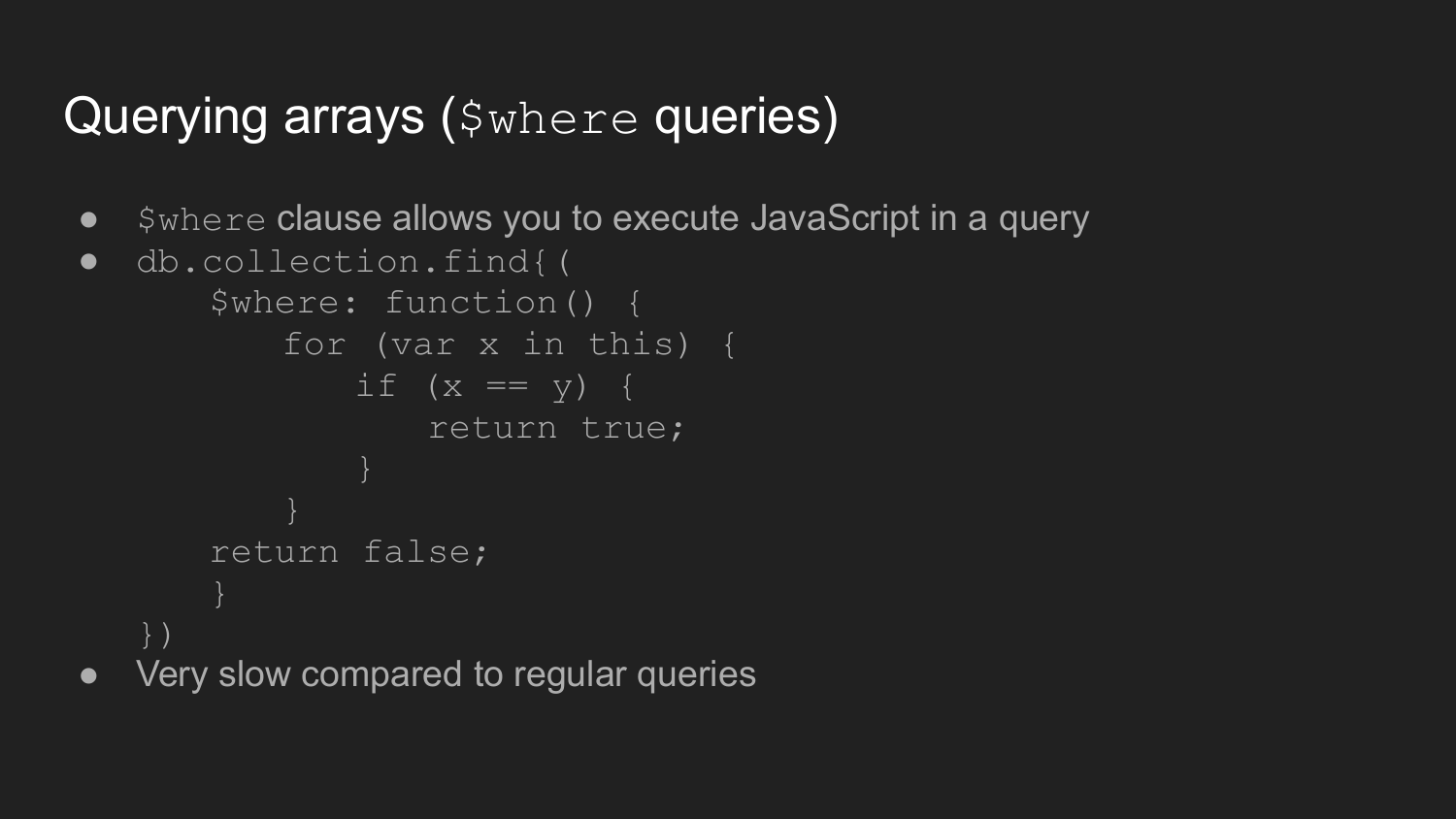# Querying arrays (`$where` queries)

- `$where` clause allows you to execute JavaScript in a query
- ```
  db.collection.find{(
      $where: function() {
          for (var x in this) {
              if (x == y) {
                  return true;
              }
          }
      return false;
      }
  })
  ```
- Very slow compared to regular queries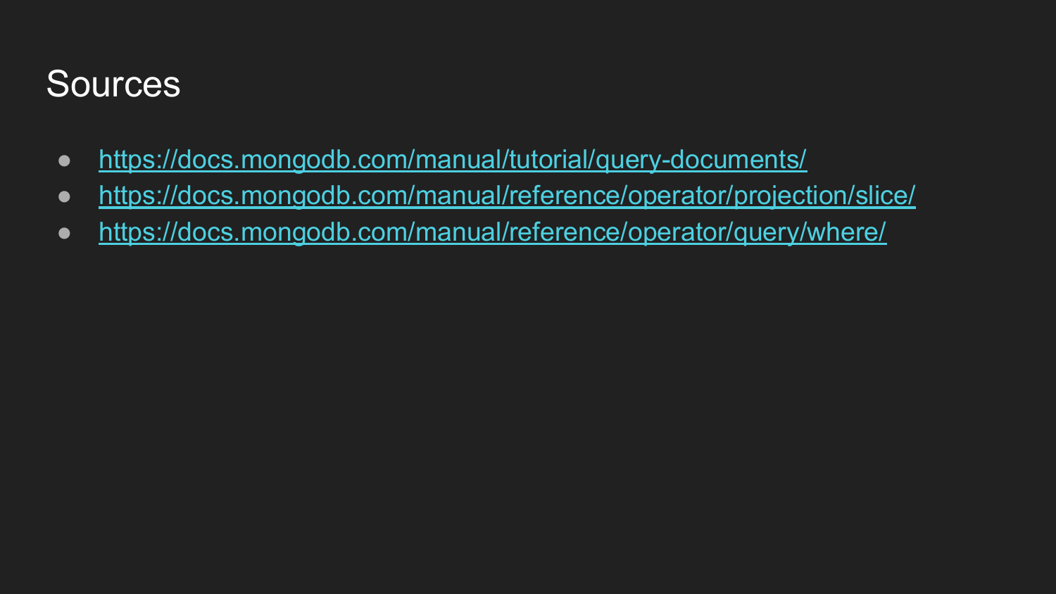# Sources

- https://docs.mongodb.com/manual/tutorial/query-documents/
- https://docs.mongodb.com/manual/reference/operator/projection/slice/
- https://docs.mongodb.com/manual/reference/operator/query/where/